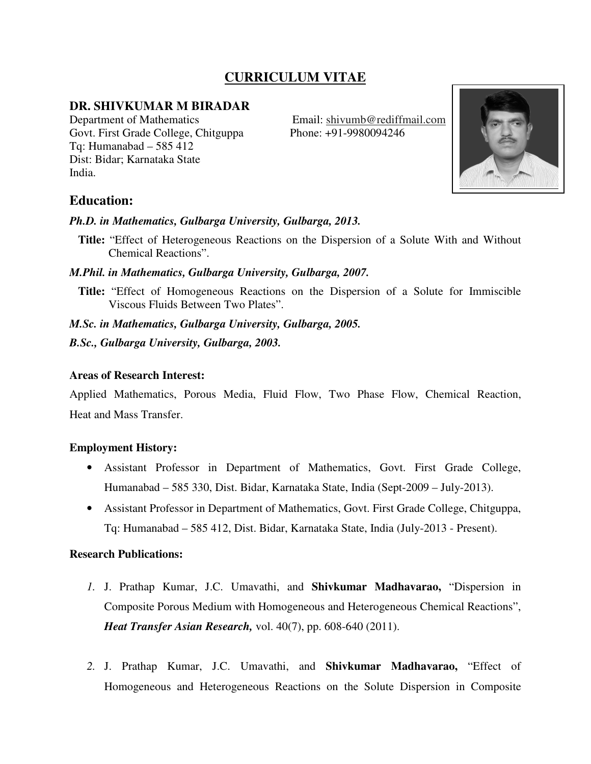# CURRICULUM VITAE

## DR. SHIVKUMAR M BIRADAR

Department of Mathematics
Govt. First Grade College, Chitguppa
Tq: Humanabad – 585 412
Dist: Bidar; Karnataka State
India.

Email: shivumb@rediffmail.com
Phone: +91-9980094246

## Education:

***Ph.D. in Mathematics, Gulbarga University, Gulbarga, 2013.***

**Title:** "Effect of Heterogeneous Reactions on the Dispersion of a Solute With and Without Chemical Reactions".

***M.Phil. in Mathematics, Gulbarga University, Gulbarga, 2007.***

**Title:** "Effect of Homogeneous Reactions on the Dispersion of a Solute for Immiscible Viscous Fluids Between Two Plates".

***M.Sc. in Mathematics, Gulbarga University, Gulbarga, 2005.***

***B.Sc., Gulbarga University, Gulbarga, 2003.***

### Areas of Research Interest:

Applied Mathematics, Porous Media, Fluid Flow, Two Phase Flow, Chemical Reaction, Heat and Mass Transfer.

### Employment History:

- Assistant Professor in Department of Mathematics, Govt. First Grade College, Humanabad – 585 330, Dist. Bidar, Karnataka State, India (Sept-2009 – July-2013).
- Assistant Professor in Department of Mathematics, Govt. First Grade College, Chitguppa, Tq: Humanabad – 585 412, Dist. Bidar, Karnataka State, India (July-2013 - Present).

### Research Publications:

1. J. Prathap Kumar, J.C. Umavathi, and **Shivkumar Madhavarao,** "Dispersion in Composite Porous Medium with Homogeneous and Heterogeneous Chemical Reactions", ***Heat Transfer Asian Research,*** vol. 40(7), pp. 608-640 (2011).

2. J. Prathap Kumar, J.C. Umavathi, and **Shivkumar Madhavarao,** "Effect of Homogeneous and Heterogeneous Reactions on the Solute Dispersion in Composite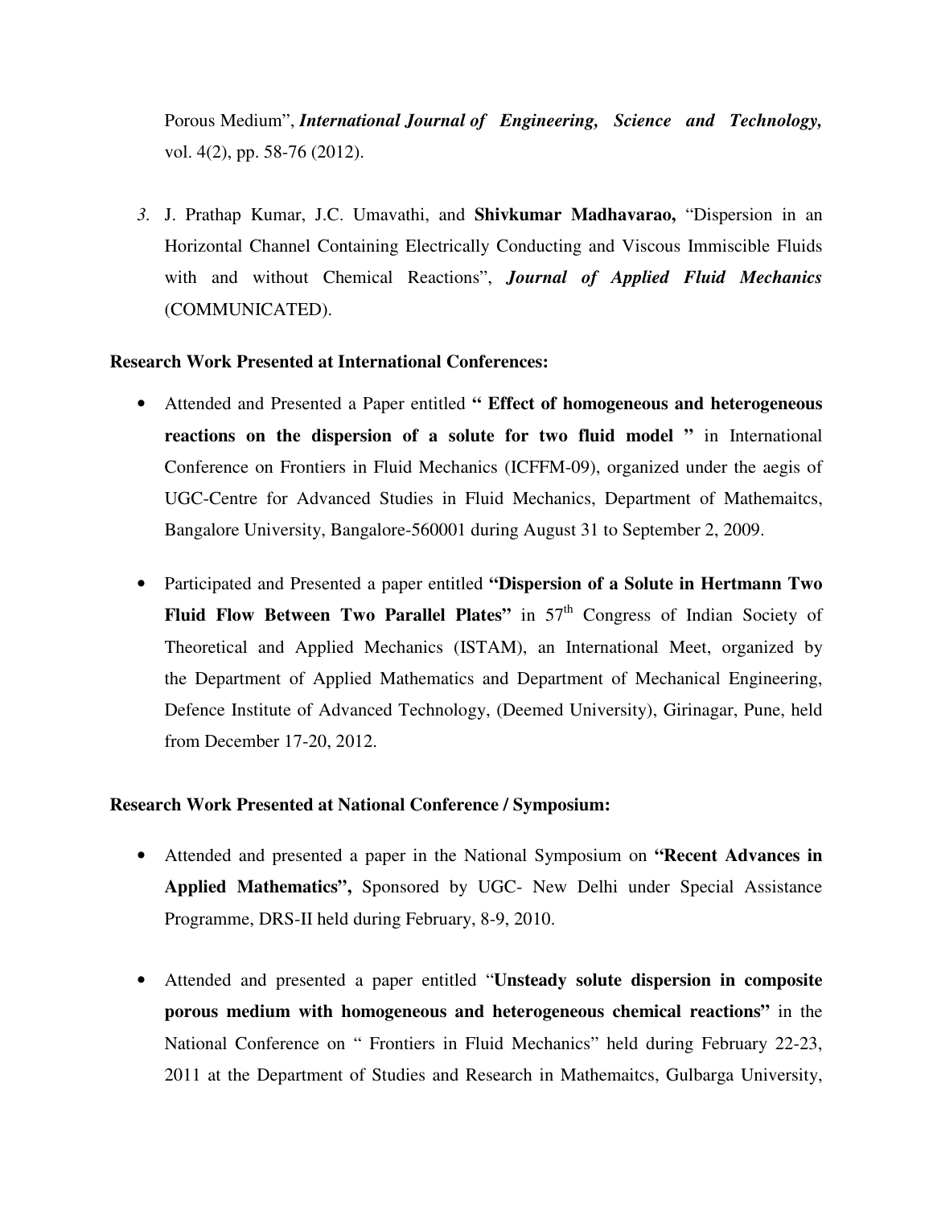Porous Medium", ***International Journal of Engineering, Science and Technology,*** vol. 4(2), pp. 58-76 (2012).

3. J. Prathap Kumar, J.C. Umavathi, and **Shivkumar Madhavarao,** "Dispersion in an Horizontal Channel Containing Electrically Conducting and Viscous Immiscible Fluids with and without Chemical Reactions", ***Journal of Applied Fluid Mechanics*** (COMMUNICATED).

**Research Work Presented at International Conferences:**

- Attended and Presented a Paper entitled **" Effect of homogeneous and heterogeneous reactions on the dispersion of a solute for two fluid model "** in International Conference on Frontiers in Fluid Mechanics (ICFFM-09), organized under the aegis of UGC-Centre for Advanced Studies in Fluid Mechanics, Department of Mathemaitcs, Bangalore University, Bangalore-560001 during August 31 to September 2, 2009.

- Participated and Presented a paper entitled **"Dispersion of a Solute in Hertmann Two Fluid Flow Between Two Parallel Plates"** in 57th Congress of Indian Society of Theoretical and Applied Mechanics (ISTAM), an International Meet, organized by the Department of Applied Mathematics and Department of Mechanical Engineering, Defence Institute of Advanced Technology, (Deemed University), Girinagar, Pune, held from December 17-20, 2012.

**Research Work Presented at National Conference / Symposium:**

- Attended and presented a paper in the National Symposium on **"Recent Advances in Applied Mathematics",** Sponsored by UGC- New Delhi under Special Assistance Programme, DRS-II held during February, 8-9, 2010.

- Attended and presented a paper entitled "**Unsteady solute dispersion in composite porous medium with homogeneous and heterogeneous chemical reactions"** in the National Conference on " Frontiers in Fluid Mechanics" held during February 22-23, 2011 at the Department of Studies and Research in Mathemaitcs, Gulbarga University,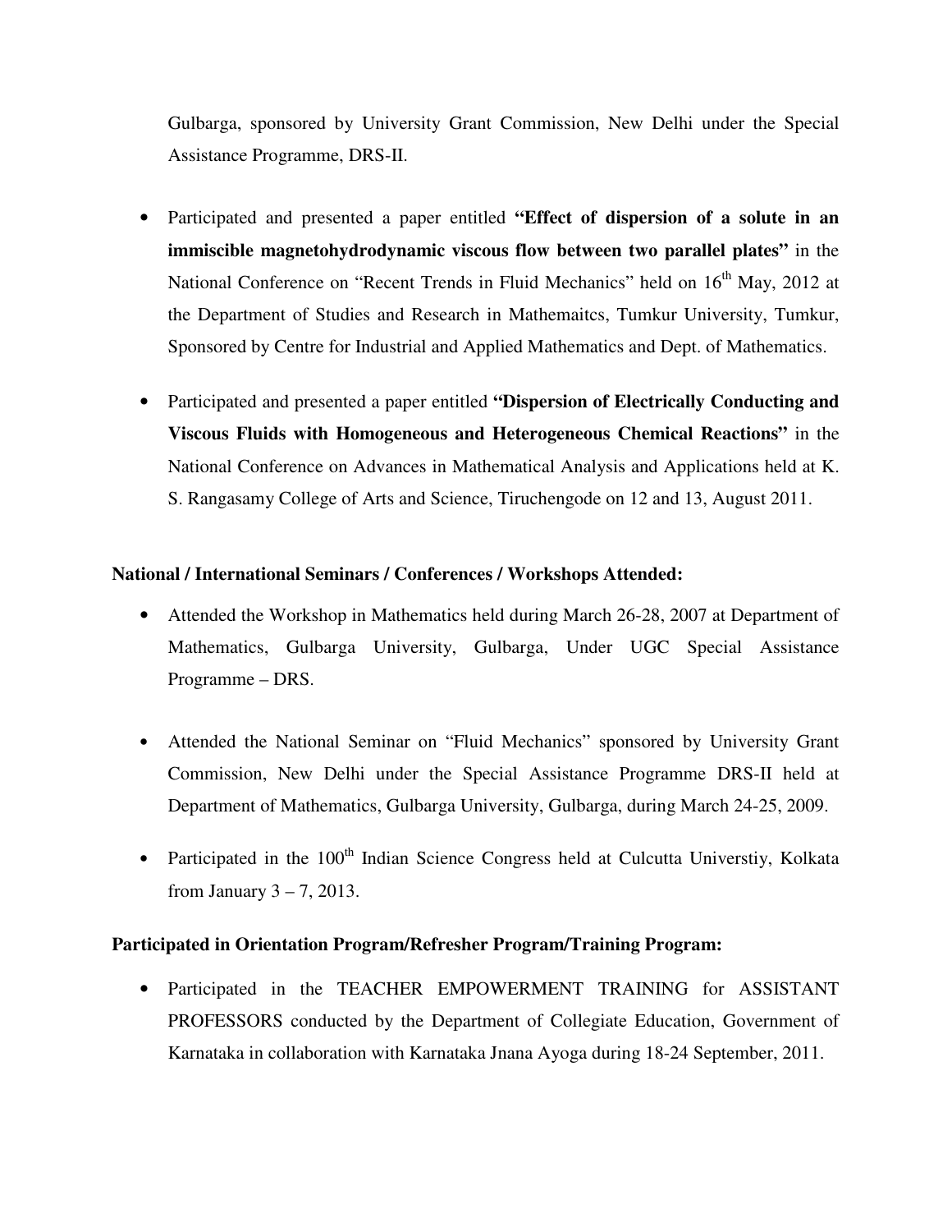Gulbarga, sponsored by University Grant Commission, New Delhi under the Special Assistance Programme, DRS-II.

- Participated and presented a paper entitled **"Effect of dispersion of a solute in an immiscible magnetohydrodynamic viscous flow between two parallel plates"** in the National Conference on "Recent Trends in Fluid Mechanics" held on 16th May, 2012 at the Department of Studies and Research in Mathemaitcs, Tumkur University, Tumkur, Sponsored by Centre for Industrial and Applied Mathematics and Dept. of Mathematics.

- Participated and presented a paper entitled **"Dispersion of Electrically Conducting and Viscous Fluids with Homogeneous and Heterogeneous Chemical Reactions"** in the National Conference on Advances in Mathematical Analysis and Applications held at K. S. Rangasamy College of Arts and Science, Tiruchengode on 12 and 13, August 2011.

**National / International Seminars / Conferences / Workshops Attended:**

- Attended the Workshop in Mathematics held during March 26-28, 2007 at Department of Mathematics, Gulbarga University, Gulbarga, Under UGC Special Assistance Programme – DRS.

- Attended the National Seminar on "Fluid Mechanics" sponsored by University Grant Commission, New Delhi under the Special Assistance Programme DRS-II held at Department of Mathematics, Gulbarga University, Gulbarga, during March 24-25, 2009.

- Participated in the 100th Indian Science Congress held at Culcutta Universtiy, Kolkata from January 3 – 7, 2013.

**Participated in Orientation Program/Refresher Program/Training Program:**

- Participated in the TEACHER EMPOWERMENT TRAINING for ASSISTANT PROFESSORS conducted by the Department of Collegiate Education, Government of Karnataka in collaboration with Karnataka Jnana Ayoga during 18-24 September, 2011.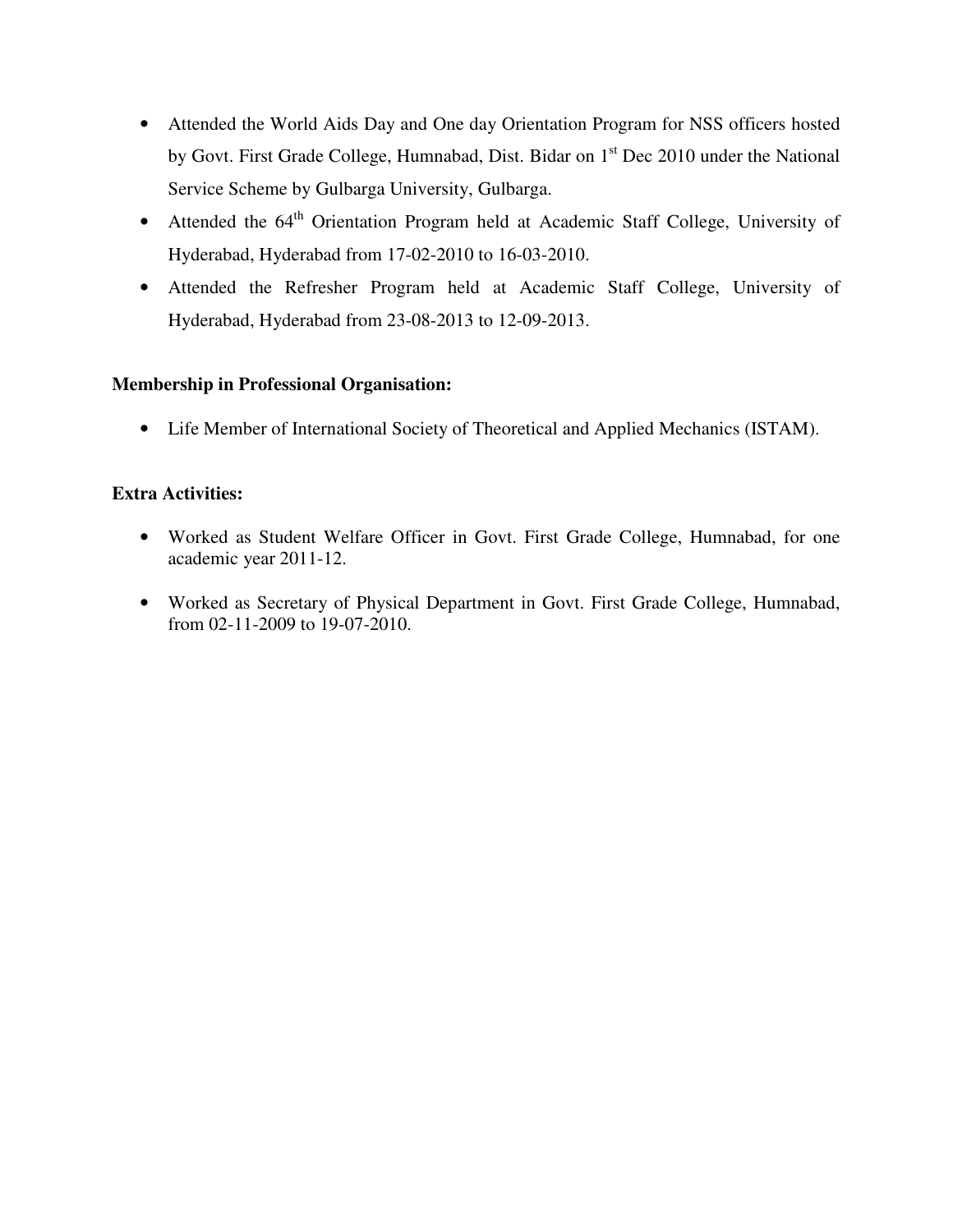- Attended the World Aids Day and One day Orientation Program for NSS officers hosted by Govt. First Grade College, Humnabad, Dist. Bidar on 1st Dec 2010 under the National Service Scheme by Gulbarga University, Gulbarga.
- Attended the 64th Orientation Program held at Academic Staff College, University of Hyderabad, Hyderabad from 17-02-2010 to 16-03-2010.
- Attended the Refresher Program held at Academic Staff College, University of Hyderabad, Hyderabad from 23-08-2013 to 12-09-2013.

**Membership in Professional Organisation:**

- Life Member of International Society of Theoretical and Applied Mechanics (ISTAM).

**Extra Activities:**

- Worked as Student Welfare Officer in Govt. First Grade College, Humnabad, for one academic year 2011-12.
- Worked as Secretary of Physical Department in Govt. First Grade College, Humnabad, from 02-11-2009 to 19-07-2010.